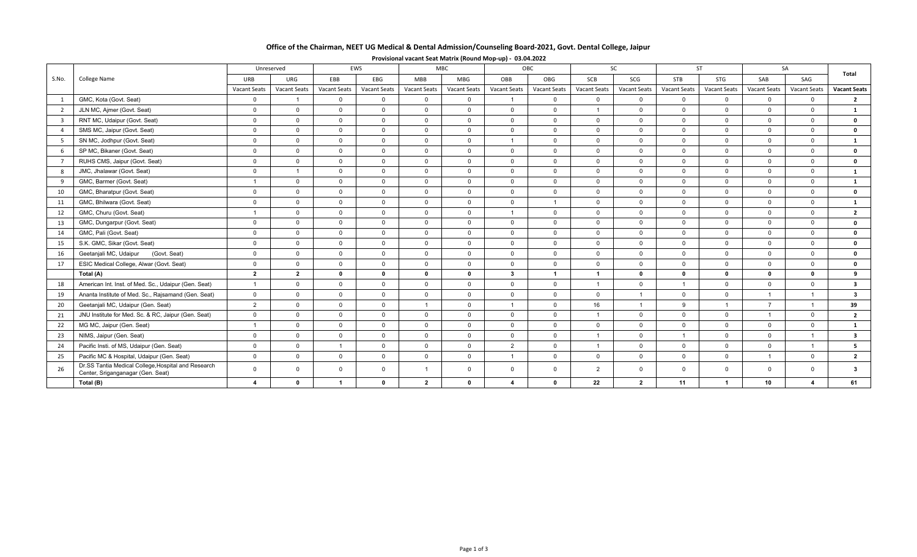# Office of the Chairman, NEET UG Medical & Dental Admission/Counseling Board-2021, Govt. Dental College, Jaipur

**Provisional vacant Seat Matrix (Round Mop-up) - 03.04.2022**

| S.No. | College Name | Unreserved | | EWS | | MBC | | OBC | | SC | | ST | | SA | | Total |
|---|---|---|---|---|---|---|---|---|---|---|---|---|---|---|---|---|
| | | URB | URG | EBB | EBG | MBB | MBG | OBB | OBG | SCB | SCG | STB | STG | SAB | SAG | |
| | | Vacant Seats | Vacant Seats | Vacant Seats | Vacant Seats | Vacant Seats | Vacant Seats | Vacant Seats | Vacant Seats | Vacant Seats | Vacant Seats | Vacant Seats | Vacant Seats | Vacant Seats | Vacant Seats | Vacant Seats |
| 1 | GMC, Kota (Govt. Seat) | 0 | 1 | 0 | 0 | 0 | 0 | 1 | 0 | 0 | 0 | 0 | 0 | 0 | 0 | **2** |
| 2 | JLN MC, Ajmer (Govt. Seat) | 0 | 0 | 0 | 0 | 0 | 0 | 0 | 0 | 1 | 0 | 0 | 0 | 0 | 0 | **1** |
| 3 | RNT MC, Udaipur (Govt. Seat) | 0 | 0 | 0 | 0 | 0 | 0 | 0 | 0 | 0 | 0 | 0 | 0 | 0 | 0 | **0** |
| 4 | SMS MC, Jaipur (Govt. Seat) | 0 | 0 | 0 | 0 | 0 | 0 | 0 | 0 | 0 | 0 | 0 | 0 | 0 | 0 | **0** |
| 5 | SN MC, Jodhpur (Govt. Seat) | 0 | 0 | 0 | 0 | 0 | 0 | 1 | 0 | 0 | 0 | 0 | 0 | 0 | 0 | **1** |
| 6 | SP MC, Bikaner (Govt. Seat) | 0 | 0 | 0 | 0 | 0 | 0 | 0 | 0 | 0 | 0 | 0 | 0 | 0 | 0 | **0** |
| 7 | RUHS CMS, Jaipur (Govt. Seat) | 0 | 0 | 0 | 0 | 0 | 0 | 0 | 0 | 0 | 0 | 0 | 0 | 0 | 0 | **0** |
| 8 | JMC, Jhalawar (Govt. Seat) | 0 | 1 | 0 | 0 | 0 | 0 | 0 | 0 | 0 | 0 | 0 | 0 | 0 | 0 | **1** |
| 9 | GMC, Barmer (Govt. Seat) | 1 | 0 | 0 | 0 | 0 | 0 | 0 | 0 | 0 | 0 | 0 | 0 | 0 | 0 | **1** |
| 10 | GMC, Bharatpur (Govt. Seat) | 0 | 0 | 0 | 0 | 0 | 0 | 0 | 0 | 0 | 0 | 0 | 0 | 0 | 0 | **0** |
| 11 | GMC, Bhilwara (Govt. Seat) | 0 | 0 | 0 | 0 | 0 | 0 | 0 | 1 | 0 | 0 | 0 | 0 | 0 | 0 | **1** |
| 12 | GMC, Churu (Govt. Seat) | 1 | 0 | 0 | 0 | 0 | 0 | 1 | 0 | 0 | 0 | 0 | 0 | 0 | 0 | **2** |
| 13 | GMC, Dungarpur (Govt. Seat) | 0 | 0 | 0 | 0 | 0 | 0 | 0 | 0 | 0 | 0 | 0 | 0 | 0 | 0 | **0** |
| 14 | GMC, Pali (Govt. Seat) | 0 | 0 | 0 | 0 | 0 | 0 | 0 | 0 | 0 | 0 | 0 | 0 | 0 | 0 | **0** |
| 15 | S.K. GMC, Sikar (Govt. Seat) | 0 | 0 | 0 | 0 | 0 | 0 | 0 | 0 | 0 | 0 | 0 | 0 | 0 | 0 | **0** |
| 16 | Geetanjali MC, Udaipur (Govt. Seat) | 0 | 0 | 0 | 0 | 0 | 0 | 0 | 0 | 0 | 0 | 0 | 0 | 0 | 0 | **0** |
| 17 | ESIC Medical College, Alwar (Govt. Seat) | 0 | 0 | 0 | 0 | 0 | 0 | 0 | 0 | 0 | 0 | 0 | 0 | 0 | 0 | **0** |
| | **Total (A)** | **2** | **2** | **0** | **0** | **0** | **0** | **3** | **1** | **1** | **0** | **0** | **0** | **0** | **0** | **9** |
| 18 | American Int. Inst. of Med. Sc., Udaipur (Gen. Seat) | 1 | 0 | 0 | 0 | 0 | 0 | 0 | 0 | 1 | 0 | 1 | 0 | 0 | 0 | **3** |
| 19 | Ananta Institute of Med. Sc., Rajsamand (Gen. Seat) | 0 | 0 | 0 | 0 | 0 | 0 | 0 | 0 | 0 | 1 | 0 | 0 | 1 | 1 | **3** |
| 20 | Geetanjali MC, Udaipur (Gen. Seat) | 2 | 0 | 0 | 0 | 1 | 0 | 1 | 0 | 16 | 1 | 9 | 1 | 7 | 1 | **39** |
| 21 | JNU Institute for Med. Sc. & RC, Jaipur (Gen. Seat) | 0 | 0 | 0 | 0 | 0 | 0 | 0 | 0 | 1 | 0 | 0 | 0 | 1 | 0 | **2** |
| 22 | MG MC, Jaipur (Gen. Seat) | 1 | 0 | 0 | 0 | 0 | 0 | 0 | 0 | 0 | 0 | 0 | 0 | 0 | 0 | **1** |
| 23 | NIMS, Jaipur (Gen. Seat) | 0 | 0 | 0 | 0 | 0 | 0 | 0 | 0 | 1 | 0 | 1 | 0 | 0 | 1 | **3** |
| 24 | Pacific Insti. of MS, Udaipur (Gen. Seat) | 0 | 0 | 1 | 0 | 0 | 0 | 2 | 0 | 1 | 0 | 0 | 0 | 0 | 1 | **5** |
| 25 | Pacific MC & Hospital, Udaipur (Gen. Seat) | 0 | 0 | 0 | 0 | 0 | 0 | 1 | 0 | 0 | 0 | 0 | 0 | 1 | 0 | **2** |
| 26 | Dr.SS Tantia Medical College,Hospital and Research Center, Sriganganagar (Gen. Seat) | 0 | 0 | 0 | 0 | 1 | 0 | 0 | 0 | 2 | 0 | 0 | 0 | 0 | 0 | **3** |
| | **Total (B)** | **4** | **0** | **1** | **0** | **2** | **0** | **4** | **0** | **22** | **2** | **11** | **1** | **10** | **4** | **61** |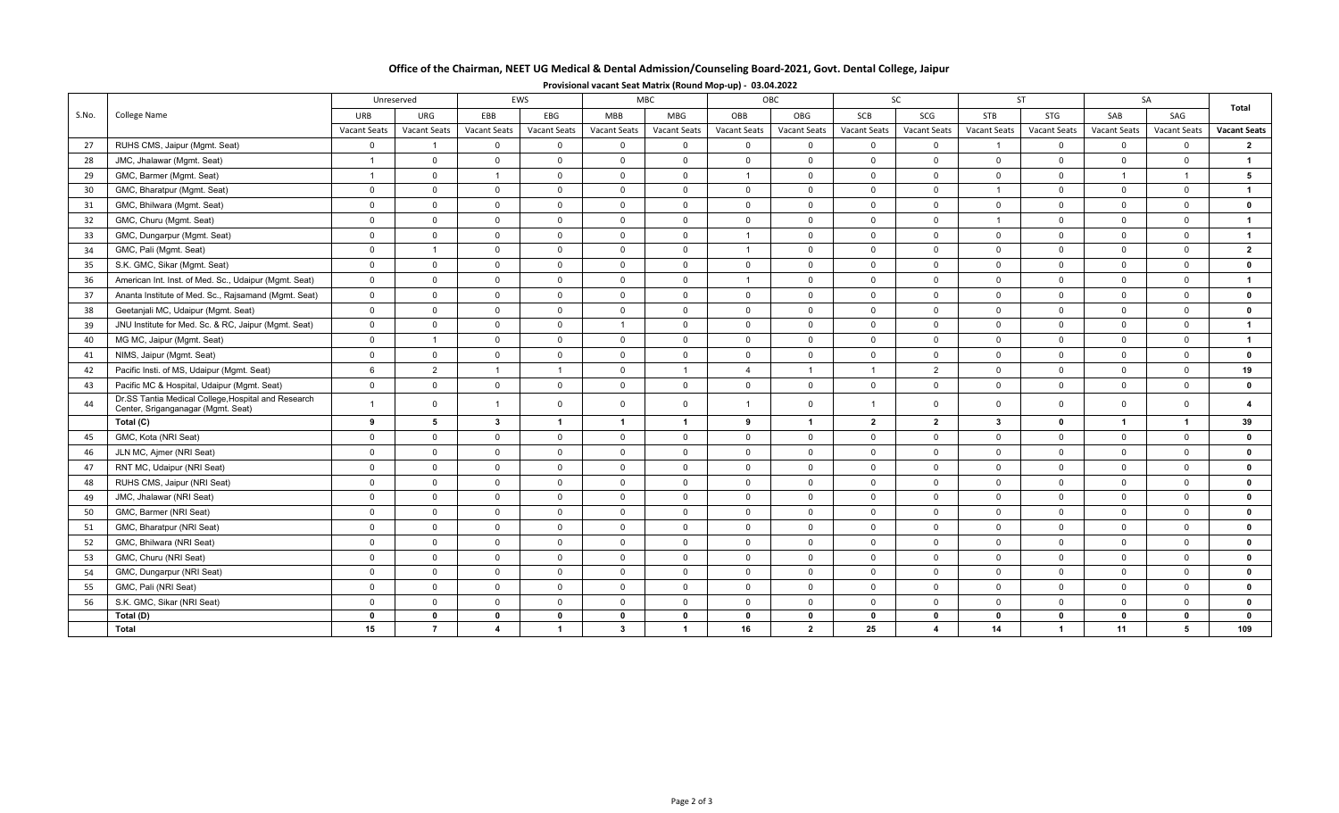**Office of the Chairman, NEET UG Medical & Dental Admission/Counseling Board-2021, Govt. Dental College, Jaipur**

**Provisional vacant Seat Matrix (Round Mop-up) - 03.04.2022**

| S.No. | College Name | Unreserved | | EWS | | MBC | | OBC | | SC | | ST | | SA | | Total |
|---|---|---|---|---|---|---|---|---|---|---|---|---|---|---|---|---|
| | | URB | URG | EBB | EBG | MBB | MBG | OBB | OBG | SCB | SCG | STB | STG | SAB | SAG | |
| | | Vacant Seats | Vacant Seats | Vacant Seats | Vacant Seats | Vacant Seats | Vacant Seats | Vacant Seats | Vacant Seats | Vacant Seats | Vacant Seats | Vacant Seats | Vacant Seats | Vacant Seats | Vacant Seats | Vacant Seats |
| 27 | RUHS CMS, Jaipur (Mgmt. Seat) | 0 | 1 | 0 | 0 | 0 | 0 | 0 | 0 | 0 | 0 | 1 | 0 | 0 | 0 | **2** |
| 28 | JMC, Jhalawar (Mgmt. Seat) | 1 | 0 | 0 | 0 | 0 | 0 | 0 | 0 | 0 | 0 | 0 | 0 | 0 | 0 | **1** |
| 29 | GMC, Barmer (Mgmt. Seat) | 1 | 0 | 1 | 0 | 0 | 0 | 1 | 0 | 0 | 0 | 0 | 0 | 1 | 1 | **5** |
| 30 | GMC, Bharatpur (Mgmt. Seat) | 0 | 0 | 0 | 0 | 0 | 0 | 0 | 0 | 0 | 0 | 1 | 0 | 0 | 0 | **1** |
| 31 | GMC, Bhilwara (Mgmt. Seat) | 0 | 0 | 0 | 0 | 0 | 0 | 0 | 0 | 0 | 0 | 0 | 0 | 0 | 0 | **0** |
| 32 | GMC, Churu (Mgmt. Seat) | 0 | 0 | 0 | 0 | 0 | 0 | 0 | 0 | 0 | 0 | 1 | 0 | 0 | 0 | **1** |
| 33 | GMC, Dungarpur (Mgmt. Seat) | 0 | 0 | 0 | 0 | 0 | 0 | 1 | 0 | 0 | 0 | 0 | 0 | 0 | 0 | **1** |
| 34 | GMC, Pali (Mgmt. Seat) | 0 | 1 | 0 | 0 | 0 | 0 | 1 | 0 | 0 | 0 | 0 | 0 | 0 | 0 | **2** |
| 35 | S.K. GMC, Sikar (Mgmt. Seat) | 0 | 0 | 0 | 0 | 0 | 0 | 0 | 0 | 0 | 0 | 0 | 0 | 0 | 0 | **0** |
| 36 | American Int. Inst. of Med. Sc., Udaipur (Mgmt. Seat) | 0 | 0 | 0 | 0 | 0 | 0 | 1 | 0 | 0 | 0 | 0 | 0 | 0 | 0 | **1** |
| 37 | Ananta Institute of Med. Sc., Rajsamand (Mgmt. Seat) | 0 | 0 | 0 | 0 | 0 | 0 | 0 | 0 | 0 | 0 | 0 | 0 | 0 | 0 | **0** |
| 38 | Geetanjali MC, Udaipur (Mgmt. Seat) | 0 | 0 | 0 | 0 | 0 | 0 | 0 | 0 | 0 | 0 | 0 | 0 | 0 | 0 | **0** |
| 39 | JNU Institute for Med. Sc. & RC, Jaipur (Mgmt. Seat) | 0 | 0 | 0 | 0 | 1 | 0 | 0 | 0 | 0 | 0 | 0 | 0 | 0 | 0 | **1** |
| 40 | MG MC, Jaipur (Mgmt. Seat) | 0 | 1 | 0 | 0 | 0 | 0 | 0 | 0 | 0 | 0 | 0 | 0 | 0 | 0 | **1** |
| 41 | NIMS, Jaipur (Mgmt. Seat) | 0 | 0 | 0 | 0 | 0 | 0 | 0 | 0 | 0 | 0 | 0 | 0 | 0 | 0 | **0** |
| 42 | Pacific Insti. of MS, Udaipur (Mgmt. Seat) | 6 | 2 | 1 | 1 | 0 | 1 | 4 | 1 | 1 | 2 | 0 | 0 | 0 | 0 | **19** |
| 43 | Pacific MC & Hospital, Udaipur (Mgmt. Seat) | 0 | 0 | 0 | 0 | 0 | 0 | 0 | 0 | 0 | 0 | 0 | 0 | 0 | 0 | **0** |
| 44 | Dr.SS Tantia Medical College,Hospital and Research Center, Sriganganagar (Mgmt. Seat) | 1 | 0 | 1 | 0 | 0 | 0 | 1 | 0 | 1 | 0 | 0 | 0 | 0 | 0 | **4** |
| | **Total (C)** | **9** | **5** | **3** | **1** | **1** | **1** | **9** | **1** | **2** | **2** | **3** | **0** | **1** | **1** | **39** |
| 45 | GMC, Kota (NRI Seat) | 0 | 0 | 0 | 0 | 0 | 0 | 0 | 0 | 0 | 0 | 0 | 0 | 0 | 0 | **0** |
| 46 | JLN MC, Ajmer (NRI Seat) | 0 | 0 | 0 | 0 | 0 | 0 | 0 | 0 | 0 | 0 | 0 | 0 | 0 | 0 | **0** |
| 47 | RNT MC, Udaipur (NRI Seat) | 0 | 0 | 0 | 0 | 0 | 0 | 0 | 0 | 0 | 0 | 0 | 0 | 0 | 0 | **0** |
| 48 | RUHS CMS, Jaipur (NRI Seat) | 0 | 0 | 0 | 0 | 0 | 0 | 0 | 0 | 0 | 0 | 0 | 0 | 0 | 0 | **0** |
| 49 | JMC, Jhalawar (NRI Seat) | 0 | 0 | 0 | 0 | 0 | 0 | 0 | 0 | 0 | 0 | 0 | 0 | 0 | 0 | **0** |
| 50 | GMC, Barmer (NRI Seat) | 0 | 0 | 0 | 0 | 0 | 0 | 0 | 0 | 0 | 0 | 0 | 0 | 0 | 0 | **0** |
| 51 | GMC, Bharatpur (NRI Seat) | 0 | 0 | 0 | 0 | 0 | 0 | 0 | 0 | 0 | 0 | 0 | 0 | 0 | 0 | **0** |
| 52 | GMC, Bhilwara (NRI Seat) | 0 | 0 | 0 | 0 | 0 | 0 | 0 | 0 | 0 | 0 | 0 | 0 | 0 | 0 | **0** |
| 53 | GMC, Churu (NRI Seat) | 0 | 0 | 0 | 0 | 0 | 0 | 0 | 0 | 0 | 0 | 0 | 0 | 0 | 0 | **0** |
| 54 | GMC, Dungarpur (NRI Seat) | 0 | 0 | 0 | 0 | 0 | 0 | 0 | 0 | 0 | 0 | 0 | 0 | 0 | 0 | **0** |
| 55 | GMC, Pali (NRI Seat) | 0 | 0 | 0 | 0 | 0 | 0 | 0 | 0 | 0 | 0 | 0 | 0 | 0 | 0 | **0** |
| 56 | S.K. GMC, Sikar (NRI Seat) | 0 | 0 | 0 | 0 | 0 | 0 | 0 | 0 | 0 | 0 | 0 | 0 | 0 | 0 | **0** |
| | **Total (D)** | **0** | **0** | **0** | **0** | **0** | **0** | **0** | **0** | **0** | **0** | **0** | **0** | **0** | **0** | **0** |
| | **Total** | **15** | **7** | **4** | **1** | **3** | **1** | **16** | **2** | **25** | **4** | **14** | **1** | **11** | **5** | **109** |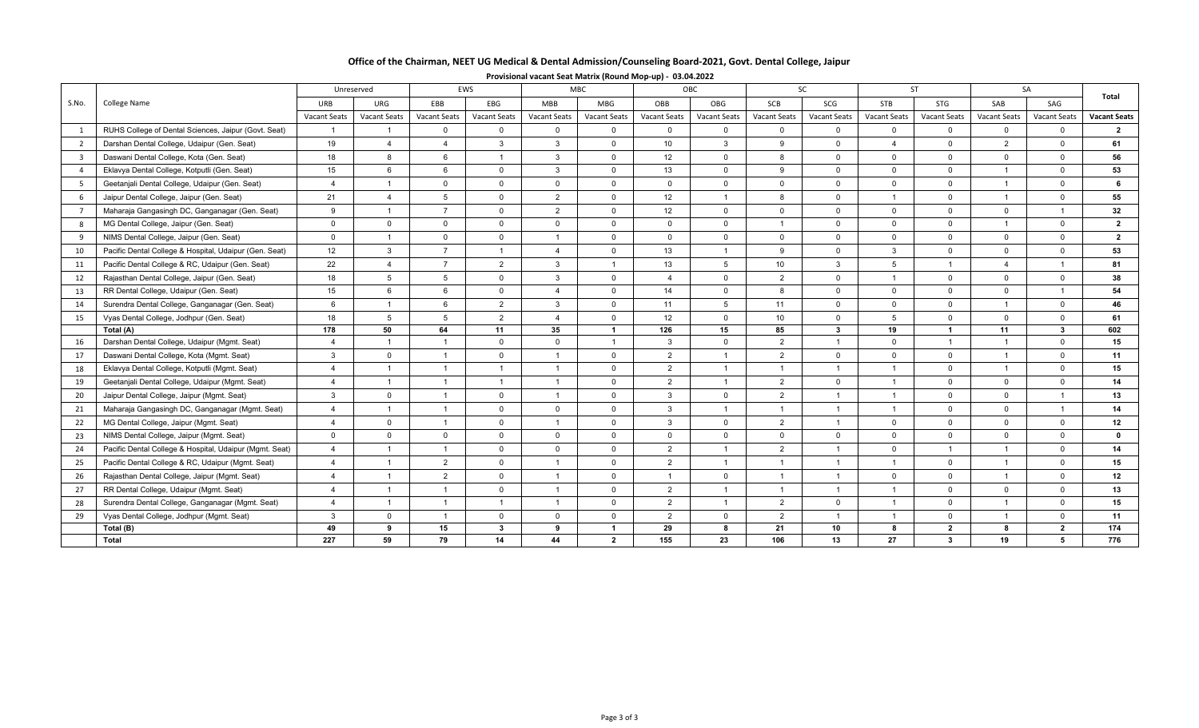# Office of the Chairman, NEET UG Medical & Dental Admission/Counseling Board-2021, Govt. Dental College, Jaipur

## Provisional vacant Seat Matrix (Round Mop-up) - 03.04.2022

| S.No. | College Name | Unreserved | | EWS | | MBC | | OBC | | SC | | ST | | SA | | Total |
|---|---|---|---|---|---|---|---|---|---|---|---|---|---|---|---|---|
| | | URB | URG | EBB | EBG | MBB | MBG | OBB | OBG | SCB | SCG | STB | STG | SAB | SAG | |
| | | Vacant Seats | Vacant Seats | Vacant Seats | Vacant Seats | Vacant Seats | Vacant Seats | Vacant Seats | Vacant Seats | Vacant Seats | Vacant Seats | Vacant Seats | Vacant Seats | Vacant Seats | Vacant Seats | Vacant Seats |
| 1 | RUHS College of Dental Sciences, Jaipur (Govt. Seat) | 1 | 1 | 0 | 0 | 0 | 0 | 0 | 0 | 0 | 0 | 0 | 0 | 0 | 0 | **2** |
| 2 | Darshan Dental College, Udaipur (Gen. Seat) | 19 | 4 | 4 | 3 | 3 | 0 | 10 | 3 | 9 | 0 | 4 | 0 | 2 | 0 | **61** |
| 3 | Daswani Dental College, Kota (Gen. Seat) | 18 | 8 | 6 | 1 | 3 | 0 | 12 | 0 | 8 | 0 | 0 | 0 | 0 | 0 | **56** |
| 4 | Eklavya Dental College, Kotputli (Gen. Seat) | 15 | 6 | 6 | 0 | 3 | 0 | 13 | 0 | 9 | 0 | 0 | 0 | 1 | 0 | **53** |
| 5 | Geetanjali Dental College, Udaipur (Gen. Seat) | 4 | 1 | 0 | 0 | 0 | 0 | 0 | 0 | 0 | 0 | 0 | 0 | 1 | 0 | **6** |
| 6 | Jaipur Dental College, Jaipur (Gen. Seat) | 21 | 4 | 5 | 0 | 2 | 0 | 12 | 1 | 8 | 0 | 1 | 0 | 1 | 0 | **55** |
| 7 | Maharaja Gangasingh DC, Ganganagar (Gen. Seat) | 9 | 1 | 7 | 0 | 2 | 0 | 12 | 0 | 0 | 0 | 0 | 0 | 0 | 1 | **32** |
| 8 | MG Dental College, Jaipur (Gen. Seat) | 0 | 0 | 0 | 0 | 0 | 0 | 0 | 0 | 1 | 0 | 0 | 0 | 1 | 0 | **2** |
| 9 | NIMS Dental College, Jaipur (Gen. Seat) | 0 | 1 | 0 | 0 | 1 | 0 | 0 | 0 | 0 | 0 | 0 | 0 | 0 | 0 | **2** |
| 10 | Pacific Dental College & Hospital, Udaipur (Gen. Seat) | 12 | 3 | 7 | 1 | 4 | 0 | 13 | 1 | 9 | 0 | 3 | 0 | 0 | 0 | **53** |
| 11 | Pacific Dental College & RC, Udaipur (Gen. Seat) | 22 | 4 | 7 | 2 | 3 | 1 | 13 | 5 | 10 | 3 | 5 | 1 | 4 | 1 | **81** |
| 12 | Rajasthan Dental College, Jaipur (Gen. Seat) | 18 | 5 | 5 | 0 | 3 | 0 | 4 | 0 | 2 | 0 | 1 | 0 | 0 | 0 | **38** |
| 13 | RR Dental College, Udaipur (Gen. Seat) | 15 | 6 | 6 | 0 | 4 | 0 | 14 | 0 | 8 | 0 | 0 | 0 | 0 | 1 | **54** |
| 14 | Surendra Dental College, Ganganagar (Gen. Seat) | 6 | 1 | 6 | 2 | 3 | 0 | 11 | 5 | 11 | 0 | 0 | 0 | 1 | 0 | **46** |
| 15 | Vyas Dental College, Jodhpur (Gen. Seat) | 18 | 5 | 5 | 2 | 4 | 0 | 12 | 0 | 10 | 0 | 5 | 0 | 0 | 0 | **61** |
| | **Total (A)** | **178** | **50** | **64** | **11** | **35** | **1** | **126** | **15** | **85** | **3** | **19** | **1** | **11** | **3** | **602** |
| 16 | Darshan Dental College, Udaipur (Mgmt. Seat) | 4 | 1 | 1 | 0 | 0 | 1 | 3 | 0 | 2 | 1 | 0 | 1 | 1 | 0 | **15** |
| 17 | Daswani Dental College, Kota (Mgmt. Seat) | 3 | 0 | 1 | 0 | 1 | 0 | 2 | 1 | 2 | 0 | 0 | 0 | 1 | 0 | **11** |
| 18 | Eklavya Dental College, Kotputli (Mgmt. Seat) | 4 | 1 | 1 | 1 | 1 | 0 | 2 | 1 | 1 | 1 | 1 | 0 | 1 | 0 | **15** |
| 19 | Geetanjali Dental College, Udaipur (Mgmt. Seat) | 4 | 1 | 1 | 1 | 1 | 0 | 2 | 1 | 2 | 0 | 1 | 0 | 0 | 0 | **14** |
| 20 | Jaipur Dental College, Jaipur (Mgmt. Seat) | 3 | 0 | 1 | 0 | 1 | 0 | 3 | 0 | 2 | 1 | 1 | 0 | 0 | 1 | **13** |
| 21 | Maharaja Gangasingh DC, Ganganagar (Mgmt. Seat) | 4 | 1 | 1 | 0 | 0 | 0 | 3 | 1 | 1 | 1 | 1 | 0 | 0 | 1 | **14** |
| 22 | MG Dental College, Jaipur (Mgmt. Seat) | 4 | 0 | 1 | 0 | 1 | 0 | 3 | 0 | 2 | 1 | 0 | 0 | 0 | 0 | **12** |
| 23 | NIMS Dental College, Jaipur (Mgmt. Seat) | 0 | 0 | 0 | 0 | 0 | 0 | 0 | 0 | 0 | 0 | 0 | 0 | 0 | 0 | **0** |
| 24 | Pacific Dental College & Hospital, Udaipur (Mgmt. Seat) | 4 | 1 | 1 | 0 | 0 | 0 | 2 | 1 | 2 | 1 | 0 | 1 | 1 | 0 | **14** |
| 25 | Pacific Dental College & RC, Udaipur (Mgmt. Seat) | 4 | 1 | 2 | 0 | 1 | 0 | 2 | 1 | 1 | 1 | 1 | 0 | 1 | 0 | **15** |
| 26 | Rajasthan Dental College, Jaipur (Mgmt. Seat) | 4 | 1 | 2 | 0 | 1 | 0 | 1 | 0 | 1 | 1 | 0 | 0 | 1 | 0 | **12** |
| 27 | RR Dental College, Udaipur (Mgmt. Seat) | 4 | 1 | 1 | 0 | 1 | 0 | 2 | 1 | 1 | 1 | 1 | 0 | 0 | 0 | **13** |
| 28 | Surendra Dental College, Ganganagar (Mgmt. Seat) | 4 | 1 | 1 | 1 | 1 | 0 | 2 | 1 | 2 | 0 | 1 | 0 | 1 | 0 | **15** |
| 29 | Vyas Dental College, Jodhpur (Mgmt. Seat) | 3 | 0 | 1 | 0 | 0 | 0 | 2 | 0 | 2 | 1 | 1 | 0 | 1 | 0 | **11** |
| | **Total (B)** | **49** | **9** | **15** | **3** | **9** | **1** | **29** | **8** | **21** | **10** | **8** | **2** | **8** | **2** | **174** |
| | **Total** | **227** | **59** | **79** | **14** | **44** | **2** | **155** | **23** | **106** | **13** | **27** | **3** | **19** | **5** | **776** |